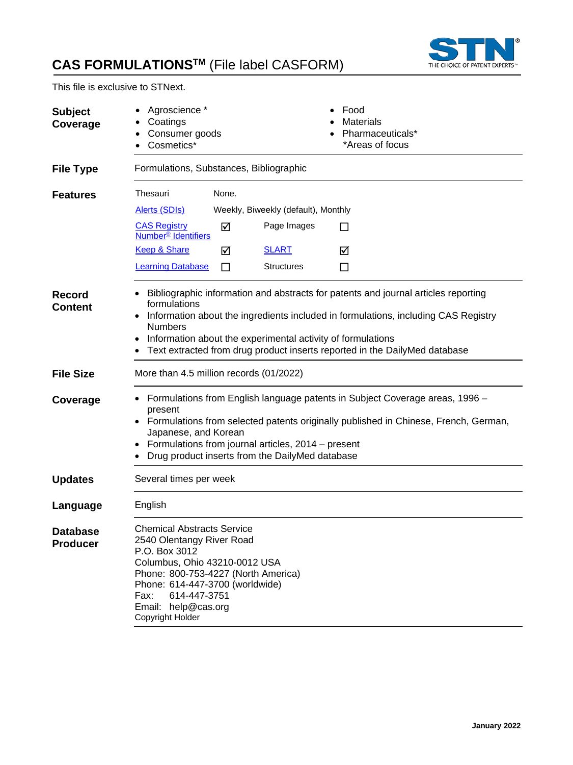# CAS FORMULATIONS™ (File label CASFORM)

This file is exclusive to STNext.

**Subject Coverage**

- Agroscience *
- Coatings
- Consumer goods
- Cosmetics*
- Food
- Materials
- Pharmaceuticals*

*Areas of focus

**File Type**

Formulations, Substances, Bibliographic

**Features**

| | | | |
|---|---|---|---|
| Thesauri | None. | | |
| Alerts (SDIs) | Weekly, Biweekly (default), Monthly | | |
| CAS Registry Number® Identifiers | ☑ | Page Images | ☐ |
| Keep & Share | ☑ | SLART | ☑ |
| Learning Database | ☐ | Structures | ☐ |

**Record Content**

- Bibliographic information and abstracts for patents and journal articles reporting formulations
- Information about the ingredients included in formulations, including CAS Registry Numbers
- Information about the experimental activity of formulations
- Text extracted from drug product inserts reported in the DailyMed database

**File Size**

More than 4.5 million records (01/2022)

**Coverage**

- Formulations from English language patents in Subject Coverage areas, 1996 – present
- Formulations from selected patents originally published in Chinese, French, German, Japanese, and Korean
- Formulations from journal articles, 2014 – present
- Drug product inserts from the DailyMed database

**Updates**

Several times per week

**Language**

English

**Database Producer**

Chemical Abstracts Service
2540 Olentangy River Road
P.O. Box 3012
Columbus, Ohio 43210-0012 USA
Phone: 800-753-4227 (North America)
Phone: 614-447-3700 (worldwide)
Fax: 614-447-3751
Email: help@cas.org
Copyright Holder

January 2022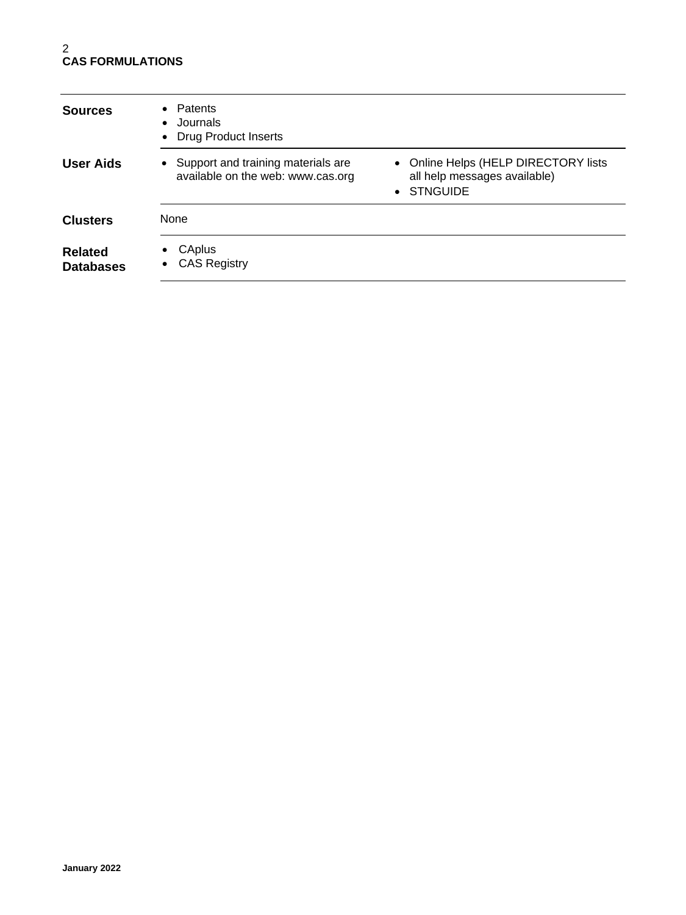| | |
|---|---|
| **Sources** | • Patents<br>• Journals<br>• Drug Product Inserts |
| **User Aids** | • Support and training materials are available on the web: www.cas.org<br>• Online Helps (HELP DIRECTORY lists all help messages available)<br>• STNGUIDE |
| **Clusters** | None |
| **Related Databases** | • CAplus<br>• CAS Registry |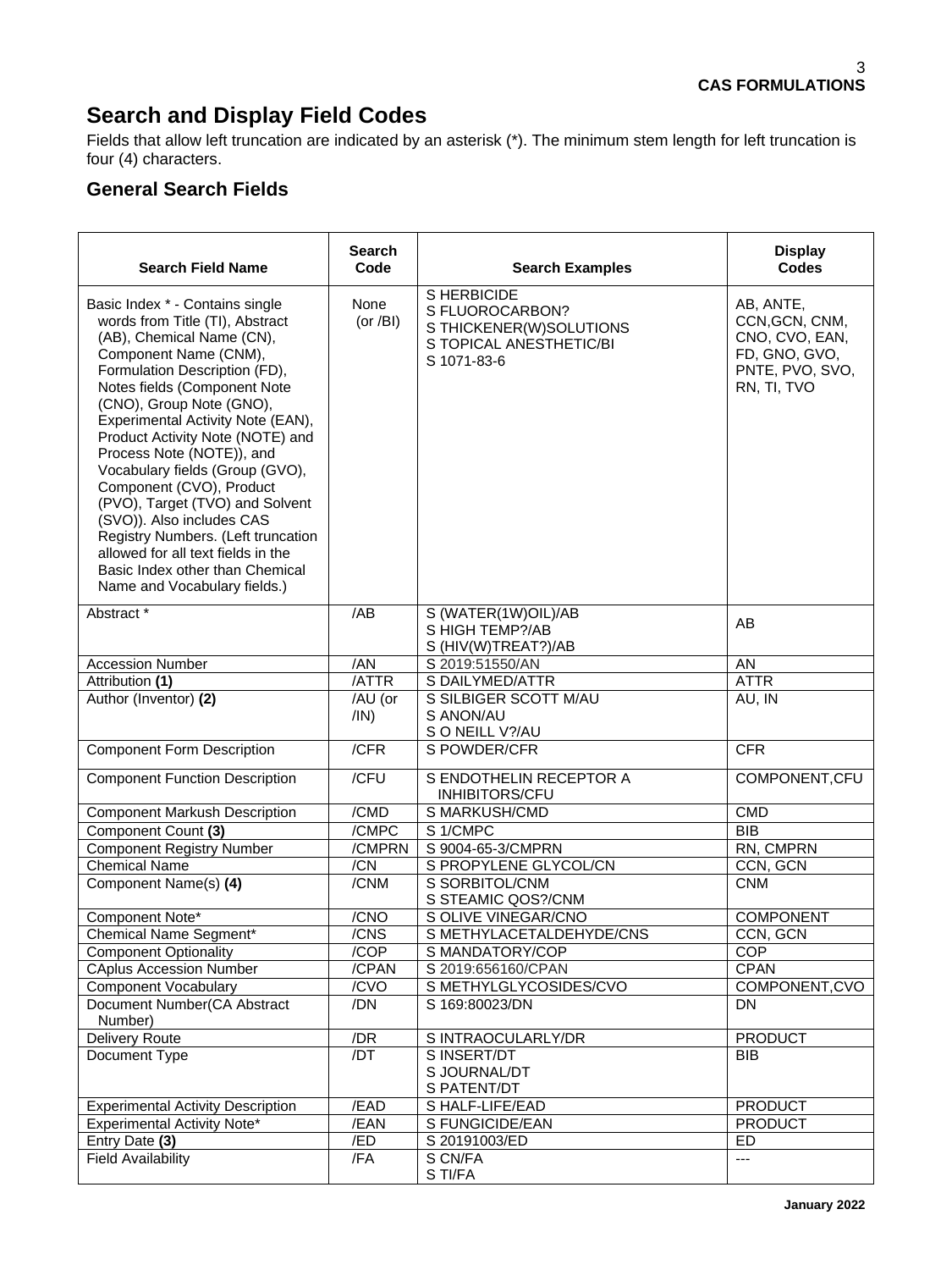# Search and Display Field Codes

Fields that allow left truncation are indicated by an asterisk (*). The minimum stem length for left truncation is four (4) characters.

## General Search Fields

| Search Field Name | Search Code | Search Examples | Display Codes |
|---|---|---|---|
| Basic Index * - Contains single words from Title (TI), Abstract (AB), Chemical Name (CN), Component Name (CNM), Formulation Description (FD), Notes fields (Component Note (CNO), Group Note (GNO), Experimental Activity Note (EAN), Product Activity Note (NOTE) and Process Note (NOTE)), and Vocabulary fields (Group (GVO), Component (CVO), Product (PVO), Target (TVO) and Solvent (SVO)). Also includes CAS Registry Numbers. (Left truncation allowed for all text fields in the Basic Index other than Chemical Name and Vocabulary fields.) | None (or /BI) | S HERBICIDE<br>S FLUOROCARBON?<br>S THICKENER(W)SOLUTIONS<br>S TOPICAL ANESTHETIC/BI<br>S 1071-83-6 | AB, ANTE, CCN,GCN, CNM, CNO, CVO, EAN, FD, GNO, GVO, PNTE, PVO, SVO, RN, TI, TVO |
| Abstract * | /AB | S (WATER(1W)OIL)/AB<br>S HIGH TEMP?/AB<br>S (HIV(W)TREAT?)/AB | AB |
| Accession Number | /AN | S 2019:51550/AN | AN |
| Attribution **(1)** | /ATTR | S DAILYMED/ATTR | ATTR |
| Author (Inventor) **(2)** | /AU (or /IN) | S SILBIGER SCOTT M/AU<br>S ANON/AU<br>S O NEILL V?/AU | AU, IN |
| Component Form Description | /CFR | S POWDER/CFR | CFR |
| Component Function Description | /CFU | S ENDOTHELIN RECEPTOR A INHIBITORS/CFU | COMPONENT,CFU |
| Component Markush Description | /CMD | S MARKUSH/CMD | CMD |
| Component Count **(3)** | /CMPC | S 1/CMPC | BIB |
| Component Registry Number | /CMPRN | S 9004-65-3/CMPRN | RN, CMPRN |
| Chemical Name | /CN | S PROPYLENE GLYCOL/CN | CCN, GCN |
| Component Name(s) **(4)** | /CNM | S SORBITOL/CNM<br>S STEAMIC QOS?/CNM | CNM |
| Component Note* | /CNO | S OLIVE VINEGAR/CNO | COMPONENT |
| Chemical Name Segment* | /CNS | S METHYLACETALDEHYDE/CNS | CCN, GCN |
| Component Optionality | /COP | S MANDATORY/COP | COP |
| CAplus Accession Number | /CPAN | S 2019:656160/CPAN | CPAN |
| Component Vocabulary | /CVO | S METHYLGLYCOSIDES/CVO | COMPONENT,CVO |
| Document Number(CA Abstract Number) | /DN | S 169:80023/DN | DN |
| Delivery Route | /DR | S INTRAOCULARLY/DR | PRODUCT |
| Document Type | /DT | S INSERT/DT<br>S JOURNAL/DT<br>S PATENT/DT | BIB |
| Experimental Activity Description | /EAD | S HALF-LIFE/EAD | PRODUCT |
| Experimental Activity Note* | /EAN | S FUNGICIDE/EAN | PRODUCT |
| Entry Date **(3)** | /ED | S 20191003/ED | ED |
| Field Availability | /FA | S CN/FA<br>S TI/FA | --- |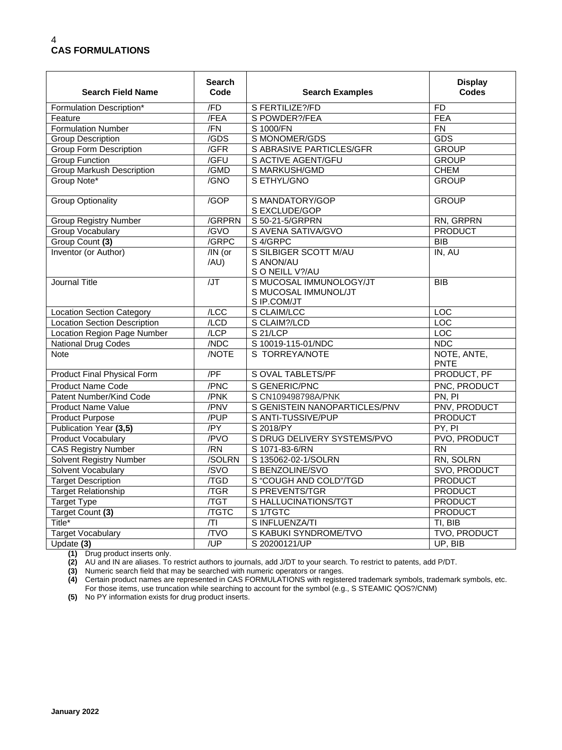## CAS FORMULATIONS

| Search Field Name | Search Code | Search Examples | Display Codes |
| --- | --- | --- | --- |
| Formulation Description* | /FD | S FERTILIZE?/FD | FD |
| Feature | /FEA | S POWDER?/FEA | FEA |
| Formulation Number | /FN | S 1000/FN | FN |
| Group Description | /GDS | S MONOMER/GDS | GDS |
| Group Form Description | /GFR | S ABRASIVE PARTICLES/GFR | GROUP |
| Group Function | /GFU | S ACTIVE AGENT/GFU | GROUP |
| Group Markush Description | /GMD | S MARKUSH/GMD | CHEM |
| Group Note* | /GNO | S ETHYL/GNO | GROUP |
| Group Optionality | /GOP | S MANDATORY/GOP<br>S EXCLUDE/GOP | GROUP |
| Group Registry Number | /GRPRN | S 50-21-5/GRPRN | RN, GRPRN |
| Group Vocabulary | /GVO | S AVENA SATIVA/GVO | PRODUCT |
| Group Count **(3)** | /GRPC | S 4/GRPC | BIB |
| Inventor (or Author) | /IN (or /AU) | S SILBIGER SCOTT M/AU<br>S ANON/AU<br>S O NEILL V?/AU | IN, AU |
| Journal Title | /JT | S MUCOSAL IMMUNOLOGY/JT<br>S MUCOSAL IMMUNOL/JT<br>S IP.COM/JT | BIB |
| Location Section Category | /LCC | S CLAIM/LCC | LOC |
| Location Section Description | /LCD | S CLAIM?/LCD | LOC |
| Location Region Page Number | /LCP | S 21/LCP | LOC |
| National Drug Codes | /NDC | S 10019-115-01/NDC | NDC |
| Note | /NOTE | S TORREYA/NOTE | NOTE, ANTE, PNTE |
| Product Final Physical Form | /PF | S OVAL TABLETS/PF | PRODUCT, PF |
| Product Name Code | /PNC | S GENERIC/PNC | PNC, PRODUCT |
| Patent Number/Kind Code | /PNK | S CN109498798A/PNK | PN, PI |
| Product Name Value | /PNV | S GENISTEIN NANOPARTICLES/PNV | PNV, PRODUCT |
| Product Purpose | /PUP | S ANTI-TUSSIVE/PUP | PRODUCT |
| Publication Year **(3,5)** | /PY | S 2018/PY | PY, PI |
| Product Vocabulary | /PVO | S DRUG DELIVERY SYSTEMS/PVO | PVO, PRODUCT |
| CAS Registry Number | /RN | S 1071-83-6/RN | RN |
| Solvent Registry Number | /SOLRN | S 135062-02-1/SOLRN | RN, SOLRN |
| Solvent Vocabulary | /SVO | S BENZOLINE/SVO | SVO, PRODUCT |
| Target Description | /TGD | S "COUGH AND COLD"/TGD | PRODUCT |
| Target Relationship | /TGR | S PREVENTS/TGR | PRODUCT |
| Target Type | /TGT | S HALLUCINATIONS/TGT | PRODUCT |
| Target Count **(3)** | /TGTC | S 1/TGTC | PRODUCT |
| Title* | /TI | S INFLUENZA/TI | TI, BIB |
| Target Vocabulary | /TVO | S KABUKI SYNDROME/TVO | TVO, PRODUCT |
| Update **(3)** | /UP | S 20200121/UP | UP, BIB |

**(1)** Drug product inserts only.
**(2)** AU and IN are aliases. To restrict authors to journals, add J/DT to your search. To restrict to patents, add P/DT.
**(3)** Numeric search field that may be searched with numeric operators or ranges.
**(4)** Certain product names are represented in CAS FORMULATIONS with registered trademark symbols, trademark symbols, etc. For those items, use truncation while searching to account for the symbol (e.g., S STEAMIC QOS?/CNM)
**(5)** No PY information exists for drug product inserts.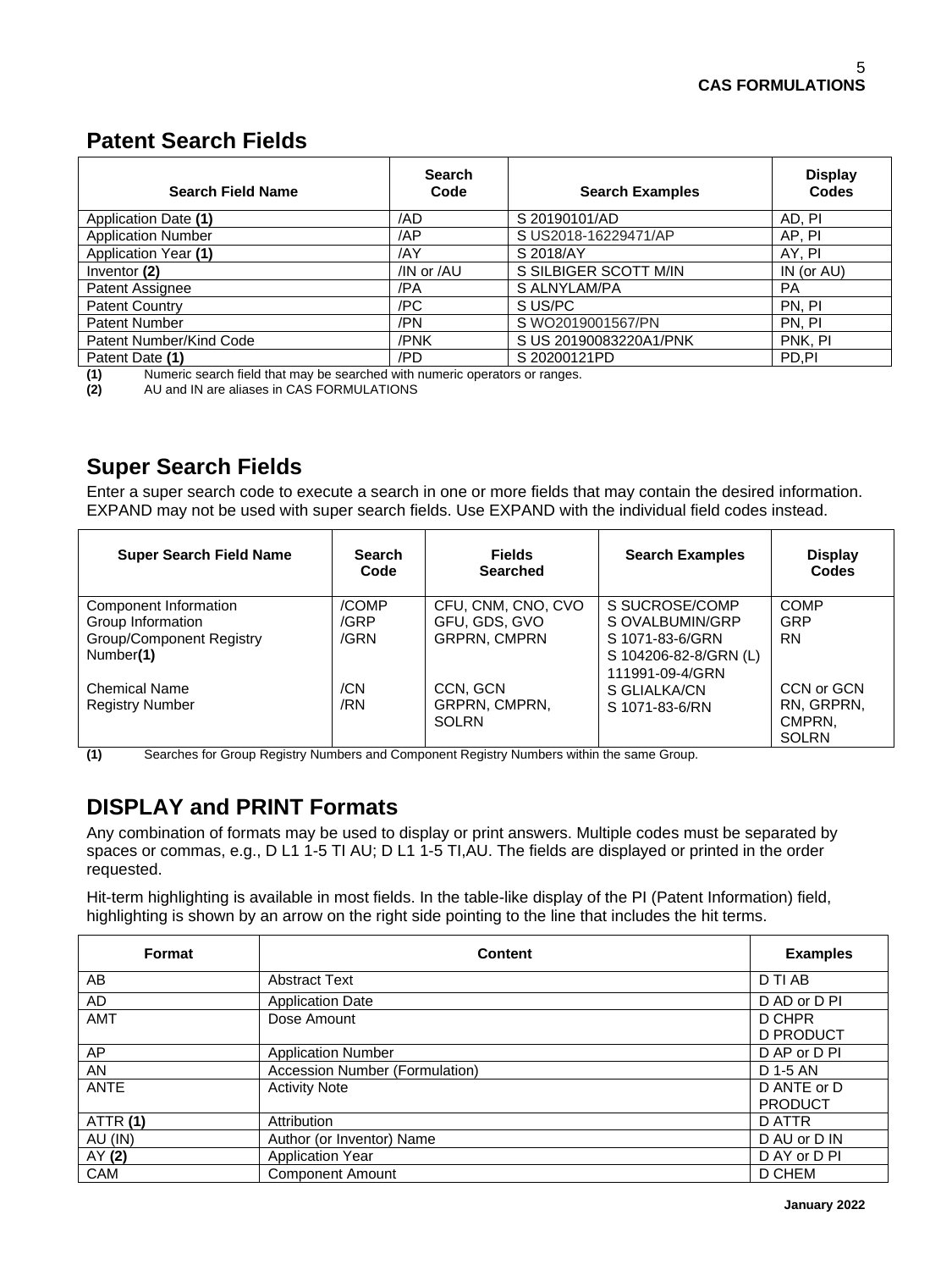## Patent Search Fields

| Search Field Name | Search Code | Search Examples | Display Codes |
|---|---|---|---|
| Application Date **(1)** | /AD | S 20190101/AD | AD, PI |
| Application Number | /AP | S US2018-16229471/AP | AP, PI |
| Application Year **(1)** | /AY | S 2018/AY | AY, PI |
| Inventor **(2)** | /IN or /AU | S SILBIGER SCOTT M/IN | IN (or AU) |
| Patent Assignee | /PA | S ALNYLAM/PA | PA |
| Patent Country | /PC | S US/PC | PN, PI |
| Patent Number | /PN | S WO2019001567/PN | PN, PI |
| Patent Number/Kind Code | /PNK | S US 20190083220A1/PNK | PNK, PI |
| Patent Date **(1)** | /PD | S 20200121PD | PD,PI |

**(1)** Numeric search field that may be searched with numeric operators or ranges.
**(2)** AU and IN are aliases in CAS FORMULATIONS

## Super Search Fields

Enter a super search code to execute a search in one or more fields that may contain the desired information. EXPAND may not be used with super search fields. Use EXPAND with the individual field codes instead.

| Super Search Field Name | Search Code | Fields Searched | Search Examples | Display Codes |
|---|---|---|---|---|
| Component Information | /COMP | CFU, CNM, CNO, CVO | S SUCROSE/COMP | COMP |
| Group Information | /GRP | GFU, GDS, GVO | S OVALBUMIN/GRP | GRP |
| Group/Component Registry Number**(1)** | /GRN | GRPRN, CMPRN | S 1071-83-6/GRN<br>S 104206-82-8/GRN (L) 111991-09-4/GRN | RN |
| Chemical Name | /CN | CCN, GCN | S GLIALKA/CN | CCN or GCN |
| Registry Number | /RN | GRPRN, CMPRN, SOLRN | S 1071-83-6/RN | RN, GRPRN, CMPRN, SOLRN |

**(1)** Searches for Group Registry Numbers and Component Registry Numbers within the same Group.

## DISPLAY and PRINT Formats

Any combination of formats may be used to display or print answers. Multiple codes must be separated by spaces or commas, e.g., D L1 1-5 TI AU; D L1 1-5 TI,AU. The fields are displayed or printed in the order requested.

Hit-term highlighting is available in most fields. In the table-like display of the PI (Patent Information) field, highlighting is shown by an arrow on the right side pointing to the line that includes the hit terms.

| Format | Content | Examples |
|---|---|---|
| AB | Abstract Text | D TI AB |
| AD | Application Date | D AD or D PI |
| AMT | Dose Amount | D CHPR<br>D PRODUCT |
| AP | Application Number | D AP or D PI |
| AN | Accession Number (Formulation) | D 1-5 AN |
| ANTE | Activity Note | D ANTE or D PRODUCT |
| ATTR **(1)** | Attribution | D ATTR |
| AU (IN) | Author (or Inventor) Name | D AU or D IN |
| AY **(2)** | Application Year | D AY or D PI |
| CAM | Component Amount | D CHEM |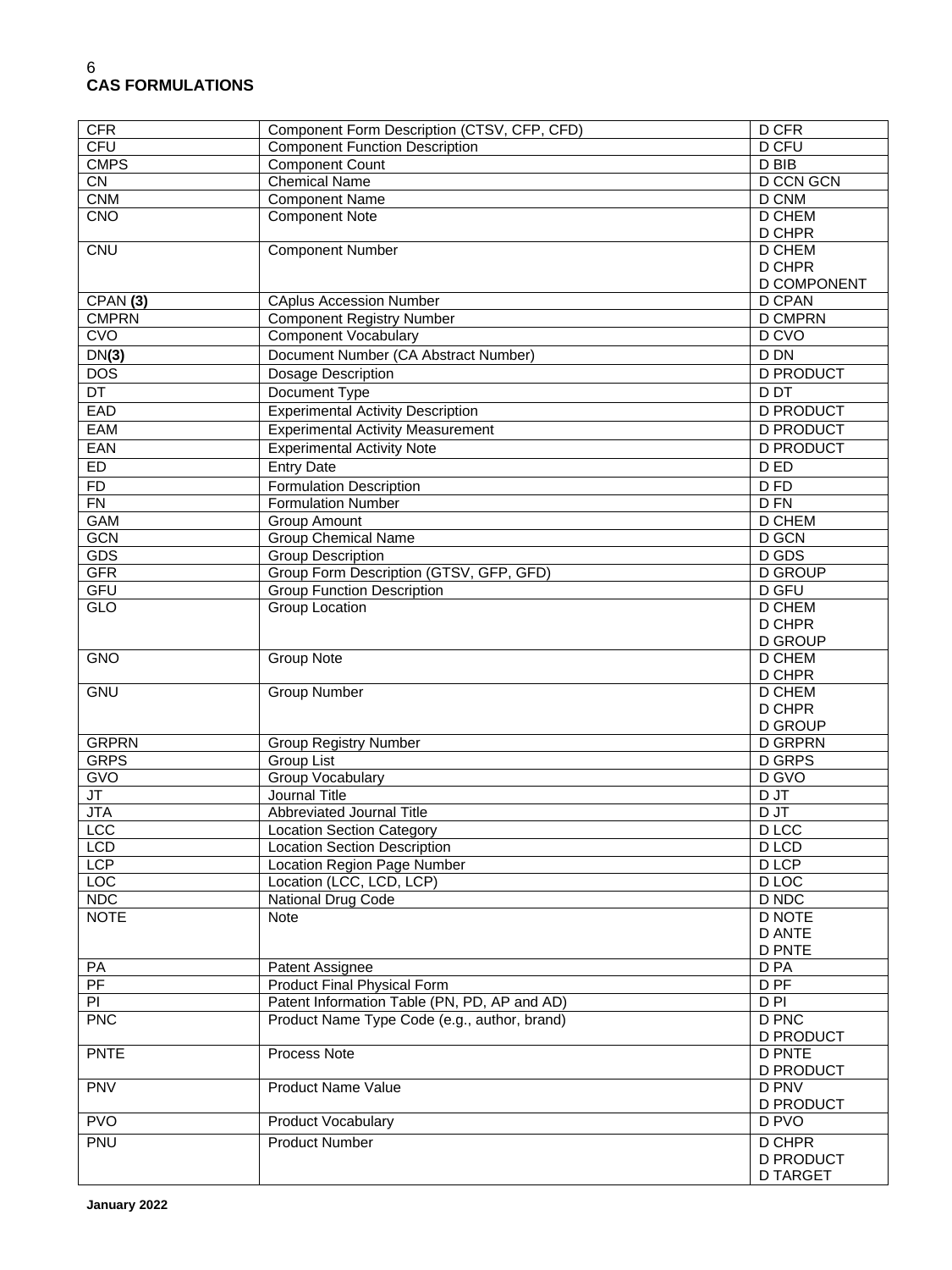**CAS FORMULATIONS**

| | | |
|---|---|---|
| CFR | Component Form Description (CTSV, CFP, CFD) | D CFR |
| CFU | Component Function Description | D CFU |
| CMPS | Component Count | D BIB |
| CN | Chemical Name | D CCN GCN |
| CNM | Component Name | D CNM |
| CNO | Component Note | D CHEM<br>D CHPR |
| CNU | Component Number | D CHEM<br>D CHPR<br>D COMPONENT |
| CPAN **(3)** | CAplus Accession Number | D CPAN |
| CMPRN | Component Registry Number | D CMPRN |
| CVO | Component Vocabulary | D CVO |
| DN**(3)** | Document Number (CA Abstract Number) | D DN |
| DOS | Dosage Description | D PRODUCT |
| DT | Document Type | D DT |
| EAD | Experimental Activity Description | D PRODUCT |
| EAM | Experimental Activity Measurement | D PRODUCT |
| EAN | Experimental Activity Note | D PRODUCT |
| ED | Entry Date | D ED |
| FD | Formulation Description | D FD |
| FN | Formulation Number | D FN |
| GAM | Group Amount | D CHEM |
| GCN | Group Chemical Name | D GCN |
| GDS | Group Description | D GDS |
| GFR | Group Form Description (GTSV, GFP, GFD) | D GROUP |
| GFU | Group Function Description | D GFU |
| GLO | Group Location | D CHEM<br>D CHPR<br>D GROUP |
| GNO | Group Note | D CHEM<br>D CHPR |
| GNU | Group Number | D CHEM<br>D CHPR<br>D GROUP |
| GRPRN | Group Registry Number | D GRPRN |
| GRPS | Group List | D GRPS |
| GVO | Group Vocabulary | D GVO |
| JT | Journal Title | D JT |
| JTA | Abbreviated Journal Title | D JT |
| LCC | Location Section Category | D LCC |
| LCD | Location Section Description | D LCD |
| LCP | Location Region Page Number | D LCP |
| LOC | Location (LCC, LCD, LCP) | D LOC |
| NDC | National Drug Code | D NDC |
| NOTE | Note | D NOTE<br>D ANTE<br>D PNTE |
| PA | Patent Assignee | D PA |
| PF | Product Final Physical Form | D PF |
| PI | Patent Information Table (PN, PD, AP and AD) | D PI |
| PNC | Product Name Type Code (e.g., author, brand) | D PNC<br>D PRODUCT |
| PNTE | Process Note | D PNTE<br>D PRODUCT |
| PNV | Product Name Value | D PNV<br>D PRODUCT |
| PVO | Product Vocabulary | D PVO |
| PNU | Product Number | D CHPR<br>D PRODUCT<br>D TARGET |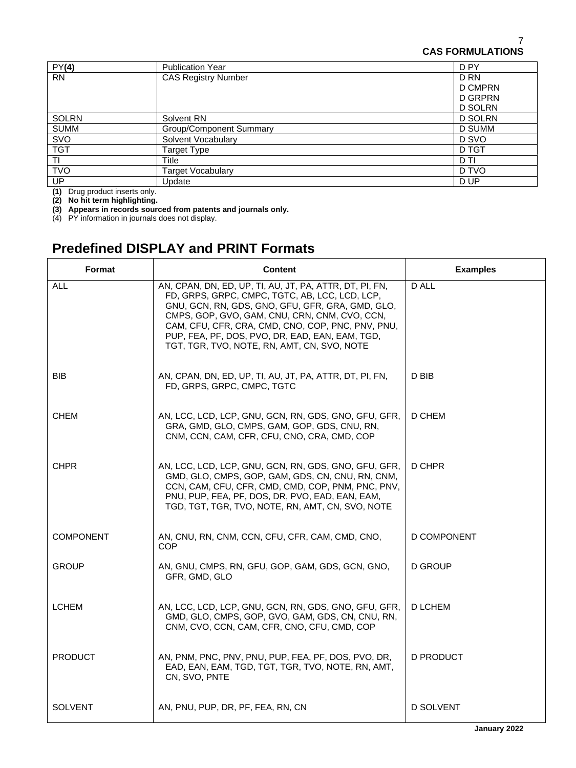| PY**(4)** | Publication Year | D PY |
| --- | --- | --- |
| RN | CAS Registry Number | D RN<br>D CMPRN<br>D GRPRN<br>D SOLRN |
| SOLRN | Solvent RN | D SOLRN |
| SUMM | Group/Component Summary | D SUMM |
| SVO | Solvent Vocabulary | D SVO |
| TGT | Target Type | D TGT |
| TI | Title | D TI |
| TVO | Target Vocabulary | D TVO |
| UP | Update | D UP |

**(1)** Drug product inserts only.
**(2) No hit term highlighting.**
**(3) Appears in records sourced from patents and journals only.**
(4) PY information in journals does not display.

## Predefined DISPLAY and PRINT Formats

| Format | Content | Examples |
| --- | --- | --- |
| ALL | AN, CPAN, DN, ED, UP, TI, AU, JT, PA, ATTR, DT, PI, FN, FD, GRPS, GRPC, CMPC, TGTC, AB, LCC, LCD, LCP, GNU, GCN, RN, GDS, GNO, GFU, GFR, GRA, GMD, GLO, CMPS, GOP, GVO, GAM, CNU, CRN, CNM, CVO, CCN, CAM, CFU, CFR, CRA, CMD, CNO, COP, PNC, PNV, PNU, PUP, FEA, PF, DOS, PVO, DR, EAD, EAN, EAM, TGD, TGT, TGR, TVO, NOTE, RN, AMT, CN, SVO, NOTE | D ALL |
| BIB | AN, CPAN, DN, ED, UP, TI, AU, JT, PA, ATTR, DT, PI, FN, FD, GRPS, GRPC, CMPC, TGTC | D BIB |
| CHEM | AN, LCC, LCD, LCP, GNU, GCN, RN, GDS, GNO, GFU, GFR, GRA, GMD, GLO, CMPS, GAM, GOP, GDS, CNU, RN, CNM, CCN, CAM, CFR, CFU, CNO, CRA, CMD, COP | D CHEM |
| CHPR | AN, LCC, LCD, LCP, GNU, GCN, RN, GDS, GNO, GFU, GFR, GMD, GLO, CMPS, GOP, GAM, GDS, CN, CNU, RN, CNM, CCN, CAM, CFU, CFR, CMD, CMD, COP, PNM, PNC, PNV, PNU, PUP, FEA, PF, DOS, DR, PVO, EAD, EAN, EAM, TGD, TGT, TGR, TVO, NOTE, RN, AMT, CN, SVO, NOTE | D CHPR |
| COMPONENT | AN, CNU, RN, CNM, CCN, CFU, CFR, CAM, CMD, CNO, COP | D COMPONENT |
| GROUP | AN, GNU, CMPS, RN, GFU, GOP, GAM, GDS, GCN, GNO, GFR, GMD, GLO | D GROUP |
| LCHEM | AN, LCC, LCD, LCP, GNU, GCN, RN, GDS, GNO, GFU, GFR, GMD, GLO, CMPS, GOP, GVO, GAM, GDS, CN, CNU, RN, CNM, CVO, CCN, CAM, CFR, CNO, CFU, CMD, COP | D LCHEM |
| PRODUCT | AN, PNM, PNC, PNV, PNU, PUP, FEA, PF, DOS, PVO, DR, EAD, EAN, EAM, TGD, TGT, TGR, TVO, NOTE, RN, AMT, CN, SVO, PNTE | D PRODUCT |
| SOLVENT | AN, PNU, PUP, DR, PF, FEA, RN, CN | D SOLVENT |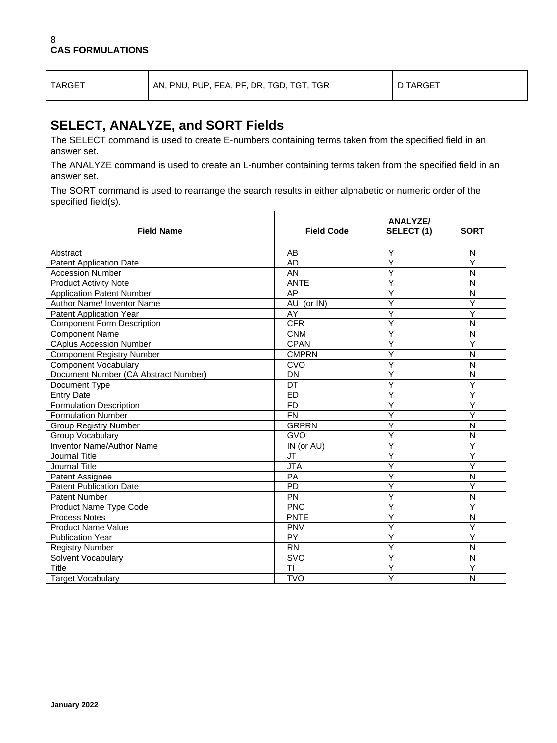| TARGET | AN, PNU, PUP, FEA, PF, DR, TGD, TGT, TGR | D TARGET |
|---|---|---|

## SELECT, ANALYZE, and SORT Fields

The SELECT command is used to create E-numbers containing terms taken from the specified field in an answer set.

The ANALYZE command is used to create an L-number containing terms taken from the specified field in an answer set.

The SORT command is used to rearrange the search results in either alphabetic or numeric order of the specified field(s).

| Field Name | Field Code | ANALYZE/ SELECT (1) | SORT |
|---|---|---|---|
| Abstract | AB | Y | N |
| Patent Application Date | AD | Y | Y |
| Accession Number | AN | Y | N |
| Product Activity Note | ANTE | Y | N |
| Application Patent Number | AP | Y | N |
| Author Name/ Inventor Name | AU (or IN) | Y | Y |
| Patent Application Year | AY | Y | Y |
| Component Form Description | CFR | Y | N |
| Component Name | CNM | Y | N |
| CAplus Accession Number | CPAN | Y | Y |
| Component Registry Number | CMPRN | Y | N |
| Component Vocabulary | CVO | Y | N |
| Document Number (CA Abstract Number) | DN | Y | N |
| Document Type | DT | Y | Y |
| Entry Date | ED | Y | Y |
| Formulation Description | FD | Y | Y |
| Formulation Number | FN | Y | Y |
| Group Registry Number | GRPRN | Y | N |
| Group Vocabulary | GVO | Y | N |
| Inventor Name/Author Name | IN (or AU) | Y | Y |
| Journal Title | JT | Y | Y |
| Journal Title | JTA | Y | Y |
| Patent Assignee | PA | Y | N |
| Patent Publication Date | PD | Y | Y |
| Patent Number | PN | Y | N |
| Product Name Type Code | PNC | Y | Y |
| Process Notes | PNTE | Y | N |
| Product Name Value | PNV | Y | Y |
| Publication Year | PY | Y | Y |
| Registry Number | RN | Y | N |
| Solvent Vocabulary | SVO | Y | N |
| Title | TI | Y | Y |
| Target Vocabulary | TVO | Y | N |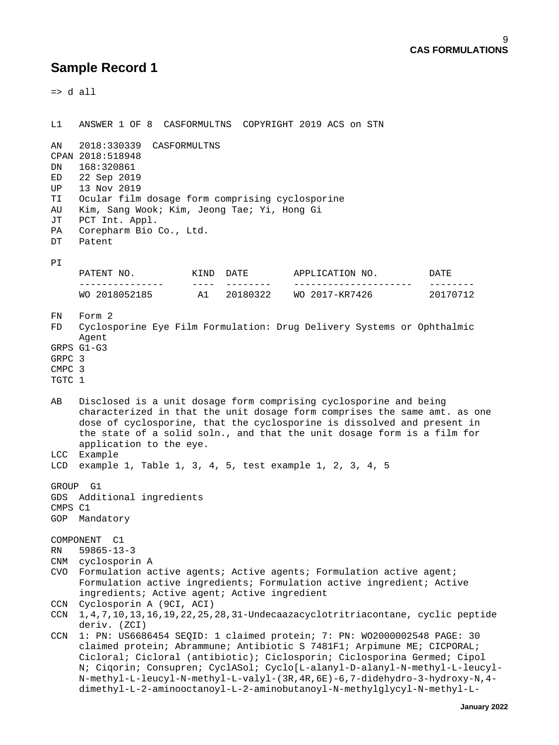## Sample Record 1

```
=> d all


L1   ANSWER 1 OF 8  CASFORMULTNS  COPYRIGHT 2019 ACS on STN

AN   2018:330339  CASFORMULTNS
CPAN 2018:518948
DN   168:320861
ED   22 Sep 2019
UP   13 Nov 2019
TI   Ocular film dosage form comprising cyclosporine
AU   Kim, Sang Wook; Kim, Jeong Tae; Yi, Hong Gi
JT   PCT Int. Appl.
PA   Corepharm Bio Co., Ltd.
DT   Patent

PI
     PATENT NO.          KIND  DATE        APPLICATION NO.         DATE
     ---------------     ----  --------    ---------------------   --------
     WO 2018052185        A1   20180322    WO 2017-KR7426          20170712

FN   Form 2
FD   Cyclosporine Eye Film Formulation: Drug Delivery Systems or Ophthalmic
     Agent
GRPS G1-G3
GRPC 3
CMPC 3
TGTC 1

AB   Disclosed is a unit dosage form comprising cyclosporine and being
     characterized in that the unit dosage form comprises the same amt. as one
     dose of cyclosporine, that the cyclosporine is dissolved and present in
     the state of a solid soln., and that the unit dosage form is a film for
     application to the eye.
LCC  Example
LCD  example 1, Table 1, 3, 4, 5, test example 1, 2, 3, 4, 5

GROUP  G1
GDS  Additional ingredients
CMPS C1
GOP  Mandatory

COMPONENT  C1
RN   59865-13-3
CNM  cyclosporin A
CVO  Formulation active agents; Active agents; Formulation active agent;
     Formulation active ingredients; Formulation active ingredient; Active
     ingredients; Active agent; Active ingredient
CCN  Cyclosporin A (9CI, ACI)
CCN  1,4,7,10,13,16,19,22,25,28,31-Undecaazacyclotritriacontane, cyclic peptide
     deriv. (ZCI)
CCN  1: PN: US6686454 SEQID: 1 claimed protein; 7: PN: WO2000002548 PAGE: 30
     claimed protein; Abrammune; Antibiotic S 7481F1; Arpimune ME; CICPORAL;
     Cicloral; Cicloral (antibiotic); Ciclosporin; Ciclosporina Germed; Cipol
     N; Ciqorin; Consupren; CyclASol; Cyclo[L-alanyl-D-alanyl-N-methyl-L-leucyl-
     N-methyl-L-leucyl-N-methyl-L-valyl-(3R,4R,6E)-6,7-didehydro-3-hydroxy-N,4-
     dimethyl-L-2-aminooctanoyl-L-2-aminobutanoyl-N-methylglycyl-N-methyl-L-
```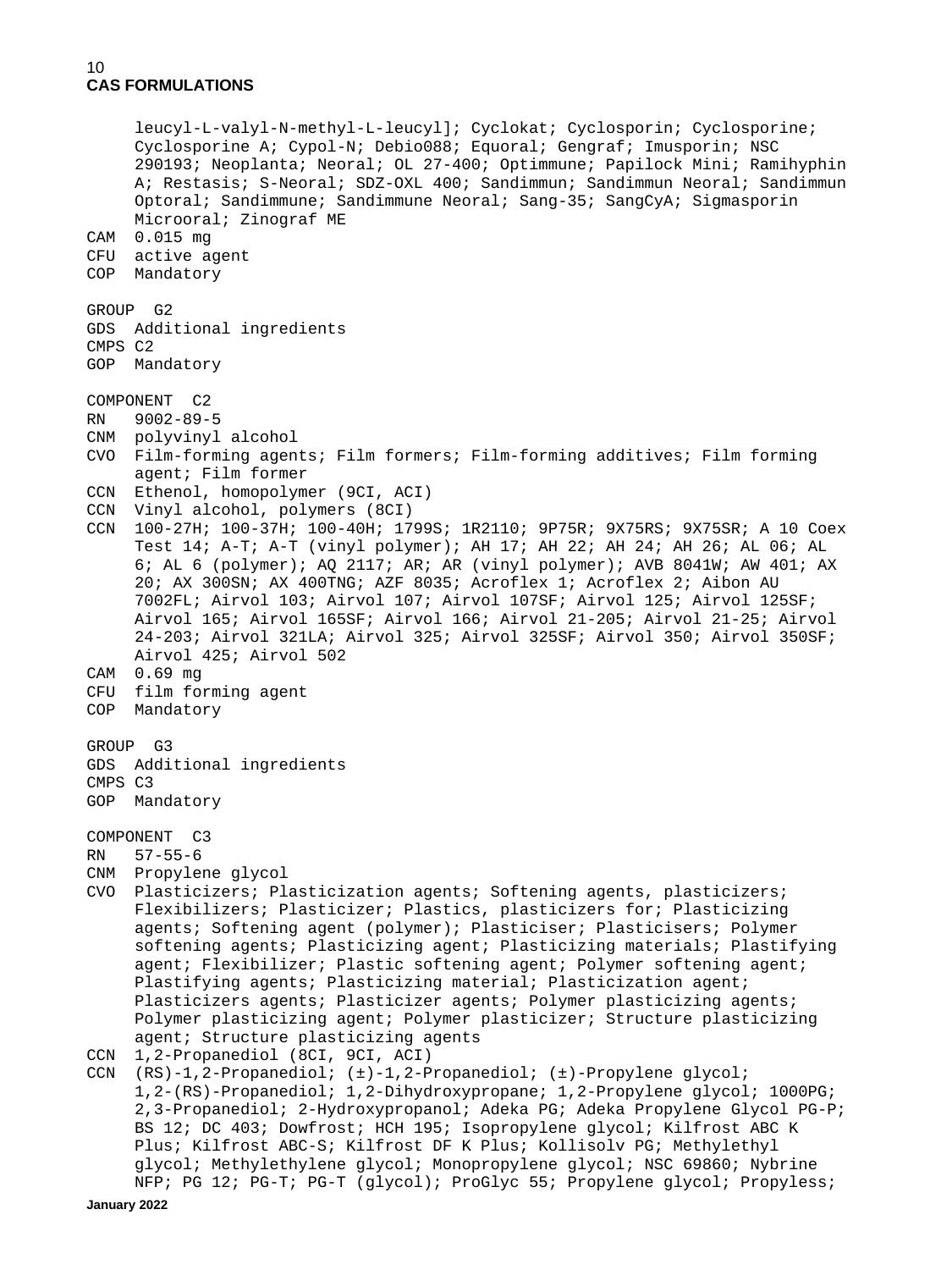```
     leucyl-L-valyl-N-methyl-L-leucyl]; Cyclokat; Cyclosporin; Cyclosporine;
     Cyclosporine A; Cypol-N; Debio088; Equoral; Gengraf; Imusporin; NSC
     290193; Neoplanta; Neoral; OL 27-400; Optimmune; Papilock Mini; Ramihyphin
     A; Restasis; S-Neoral; SDZ-OXL 400; Sandimmun; Sandimmun Neoral; Sandimmun
     Optoral; Sandimmune; Sandimmune Neoral; Sang-35; SangCyA; Sigmasporin
     Microoral; Zinograf ME
CAM  0.015 mg
CFU  active agent
COP  Mandatory

GROUP  G2
GDS  Additional ingredients
CMPS C2
GOP  Mandatory

COMPONENT  C2
RN   9002-89-5
CNM  polyvinyl alcohol
CVO  Film-forming agents; Film formers; Film-forming additives; Film forming
     agent; Film former
CCN  Ethenol, homopolymer (9CI, ACI)
CCN  Vinyl alcohol, polymers (8CI)
CCN  100-27H; 100-37H; 100-40H; 1799S; 1R2110; 9P75R; 9X75RS; 9X75SR; A 10 Coex
     Test 14; A-T; A-T (vinyl polymer); AH 17; AH 22; AH 24; AH 26; AL 06; AL
     6; AL 6 (polymer); AQ 2117; AR; AR (vinyl polymer); AVB 8041W; AW 401; AX
     20; AX 300SN; AX 400TNG; AZF 8035; Acroflex 1; Acroflex 2; Aibon AU
     7002FL; Airvol 103; Airvol 107; Airvol 107SF; Airvol 125; Airvol 125SF;
     Airvol 165; Airvol 165SF; Airvol 166; Airvol 21-205; Airvol 21-25; Airvol
     24-203; Airvol 321LA; Airvol 325; Airvol 325SF; Airvol 350; Airvol 350SF;
     Airvol 425; Airvol 502
CAM  0.69 mg
CFU  film forming agent
COP  Mandatory

GROUP  G3
GDS  Additional ingredients
CMPS C3
GOP  Mandatory

COMPONENT  C3
RN   57-55-6
CNM  Propylene glycol
CVO  Plasticizers; Plasticization agents; Softening agents, plasticizers;
     Flexibilizers; Plasticizer; Plastics, plasticizers for; Plasticizing
     agents; Softening agent (polymer); Plasticiser; Plasticisers; Polymer
     softening agents; Plasticizing agent; Plasticizing materials; Plastifying
     agent; Flexibilizer; Plastic softening agent; Polymer softening agent;
     Plastifying agents; Plasticizing material; Plasticization agent;
     Plasticizers agents; Plasticizer agents; Polymer plasticizing agents;
     Polymer plasticizing agent; Polymer plasticizer; Structure plasticizing
     agent; Structure plasticizing agents
CCN  1,2-Propanediol (8CI, 9CI, ACI)
CCN  (RS)-1,2-Propanediol; (±)-1,2-Propanediol; (±)-Propylene glycol;
     1,2-(RS)-Propanediol; 1,2-Dihydroxypropane; 1,2-Propylene glycol; 1000PG;
     2,3-Propanediol; 2-Hydroxypropanol; Adeka PG; Adeka Propylene Glycol PG-P;
     BS 12; DC 403; Dowfrost; HCH 195; Isopropylene glycol; Kilfrost ABC K
     Plus; Kilfrost ABC-S; Kilfrost DF K Plus; Kollisolv PG; Methylethyl
     glycol; Methylethylene glycol; Monopropylene glycol; NSC 69860; Nybrine
     NFP; PG 12; PG-T; PG-T (glycol); ProGlyc 55; Propylene glycol; Propyless;
```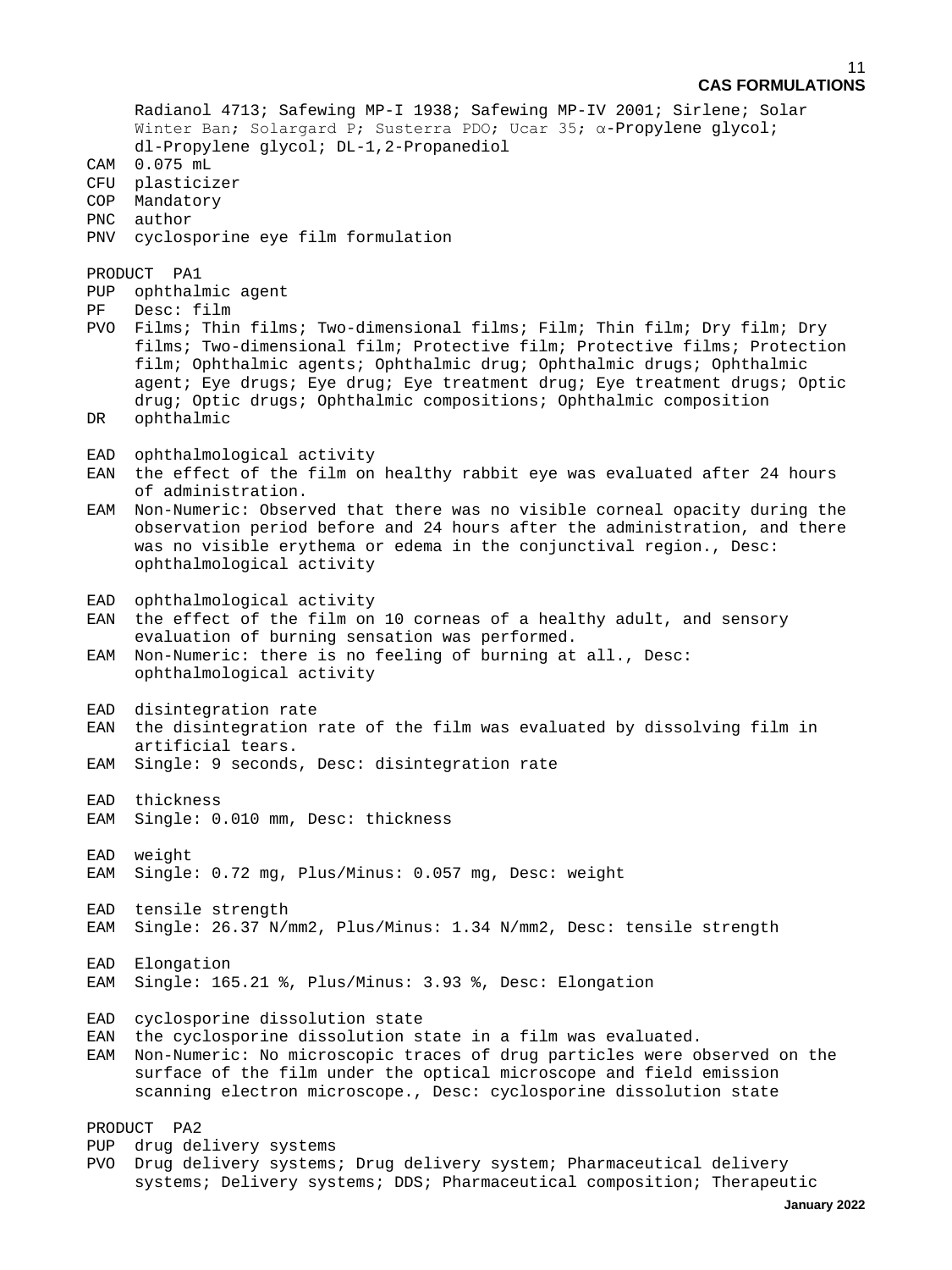Radianol 4713; Safewing MP-I 1938; Safewing MP-IV 2001; Sirlene; Solar Winter Ban; Solargard P; Susterra PDO; Ucar 35; α-Propylene glycol; dl-Propylene glycol; DL-1,2-Propanediol

CAM 0.075 mL

CFU plasticizer

COP Mandatory

PNC author

PNV cyclosporine eye film formulation

PRODUCT PA1

PUP ophthalmic agent

PF Desc: film

PVO Films; Thin films; Two-dimensional films; Film; Thin film; Dry film; Dry films; Two-dimensional film; Protective film; Protective films; Protection film; Ophthalmic agents; Ophthalmic drug; Ophthalmic drugs; Ophthalmic agent; Eye drugs; Eye drug; Eye treatment drug; Eye treatment drugs; Optic drug; Optic drugs; Ophthalmic compositions; Ophthalmic composition

DR ophthalmic

EAD ophthalmological activity

EAN the effect of the film on healthy rabbit eye was evaluated after 24 hours of administration.

EAM Non-Numeric: Observed that there was no visible corneal opacity during the observation period before and 24 hours after the administration, and there was no visible erythema or edema in the conjunctival region., Desc: ophthalmological activity

EAD ophthalmological activity

EAN the effect of the film on 10 corneas of a healthy adult, and sensory evaluation of burning sensation was performed.

EAM Non-Numeric: there is no feeling of burning at all., Desc: ophthalmological activity

EAD disintegration rate

EAN the disintegration rate of the film was evaluated by dissolving film in artificial tears.

EAM Single: 9 seconds, Desc: disintegration rate

EAD thickness

EAM Single: 0.010 mm, Desc: thickness

EAD weight

EAM Single: 0.72 mg, Plus/Minus: 0.057 mg, Desc: weight

EAD tensile strength

EAM Single: 26.37 N/mm2, Plus/Minus: 1.34 N/mm2, Desc: tensile strength

EAD Elongation

EAM Single: 165.21 %, Plus/Minus: 3.93 %, Desc: Elongation

EAD cyclosporine dissolution state

EAN the cyclosporine dissolution state in a film was evaluated.

EAM Non-Numeric: No microscopic traces of drug particles were observed on the surface of the film under the optical microscope and field emission scanning electron microscope., Desc: cyclosporine dissolution state

PRODUCT PA2

PUP drug delivery systems

PVO Drug delivery systems; Drug delivery system; Pharmaceutical delivery systems; Delivery systems; DDS; Pharmaceutical composition; Therapeutic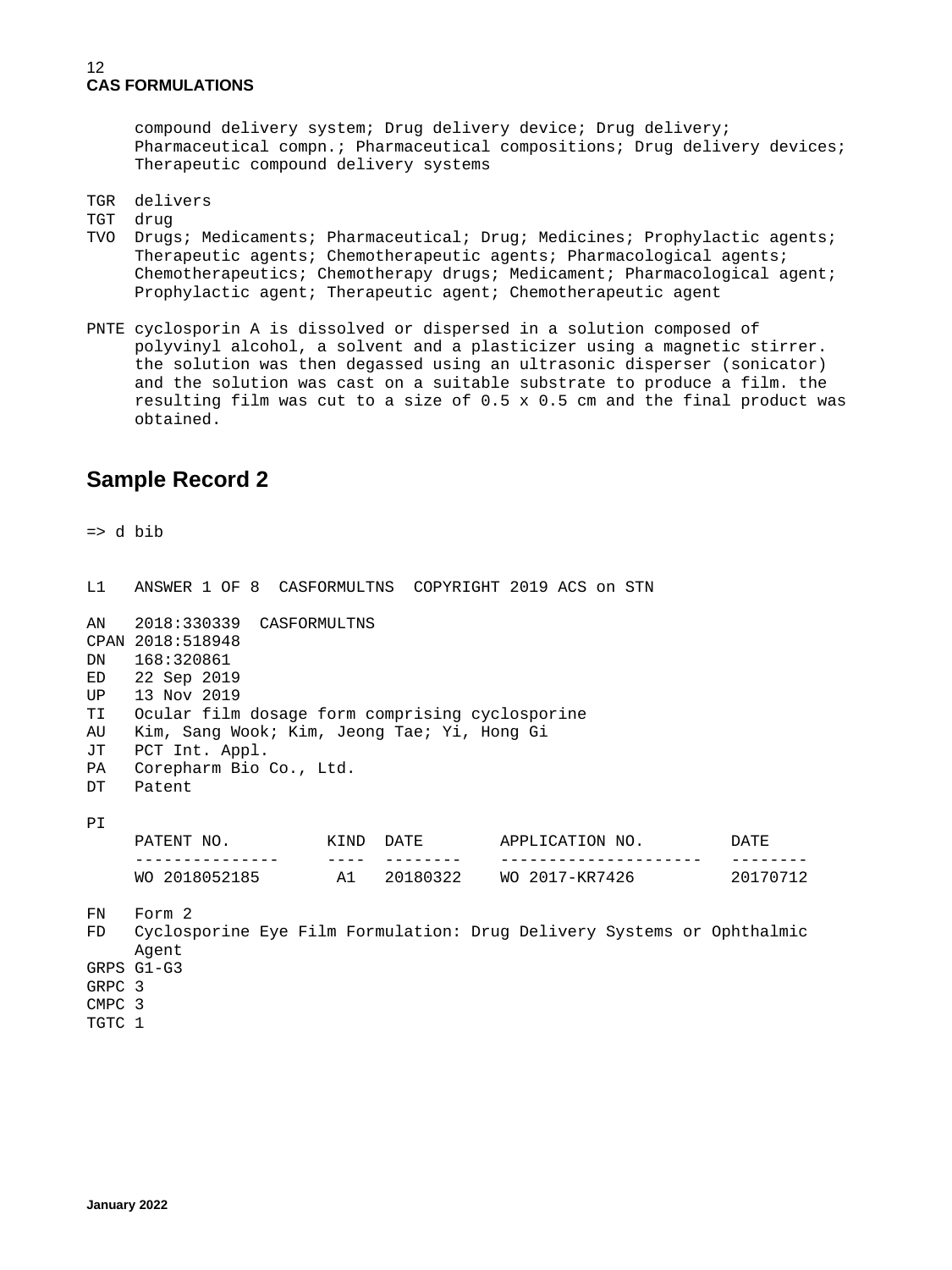```
     compound delivery system; Drug delivery device; Drug delivery;
     Pharmaceutical compn.; Pharmaceutical compositions; Drug delivery devices;
     Therapeutic compound delivery systems

TGR  delivers
TGT  drug
TVO  Drugs; Medicaments; Pharmaceutical; Drug; Medicines; Prophylactic agents;
     Therapeutic agents; Chemotherapeutic agents; Pharmacological agents;
     Chemotherapeutics; Chemotherapy drugs; Medicament; Pharmacological agent;
     Prophylactic agent; Therapeutic agent; Chemotherapeutic agent

PNTE cyclosporin A is dissolved or dispersed in a solution composed of
     polyvinyl alcohol, a solvent and a plasticizer using a magnetic stirrer.
     the solution was then degassed using an ultrasonic disperser (sonicator)
     and the solution was cast on a suitable substrate to produce a film. the
     resulting film was cut to a size of 0.5 x 0.5 cm and the final product was
     obtained.
```

## Sample Record 2

```
=> d bib

L1   ANSWER 1 OF 8  CASFORMULTNS  COPYRIGHT 2019 ACS on STN

AN   2018:330339  CASFORMULTNS
CPAN 2018:518948
DN   168:320861
ED   22 Sep 2019
UP   13 Nov 2019
TI   Ocular film dosage form comprising cyclosporine
AU   Kim, Sang Wook; Kim, Jeong Tae; Yi, Hong Gi
JT   PCT Int. Appl.
PA   Corepharm Bio Co., Ltd.
DT   Patent

PI
     PATENT NO.          KIND  DATE        APPLICATION NO.        DATE
     ---------------     ----  --------    ---------------------  --------
     WO 2018052185        A1   20180322    WO 2017-KR7426         20170712

FN   Form 2
FD   Cyclosporine Eye Film Formulation: Drug Delivery Systems or Ophthalmic
     Agent
GRPS G1-G3
GRPC 3
CMPC 3
TGTC 1
```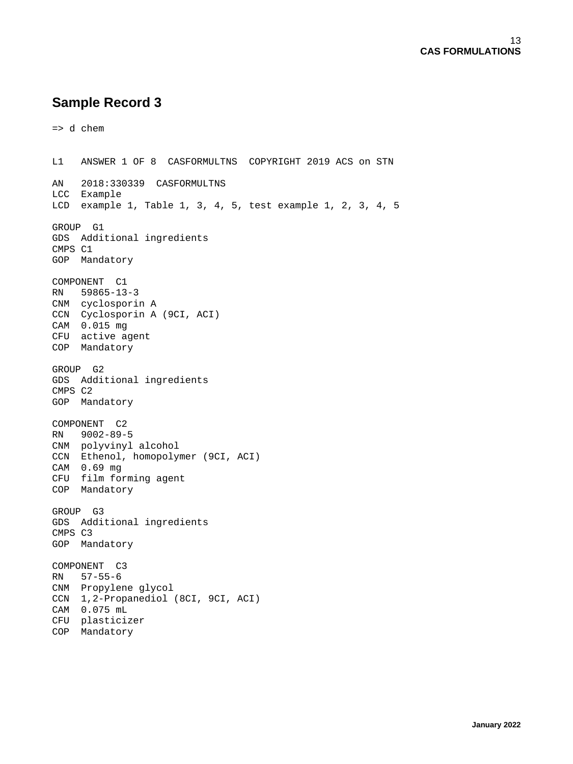## Sample Record 3

```
=> d chem


L1   ANSWER 1 OF 8  CASFORMULTNS  COPYRIGHT 2019 ACS on STN

AN   2018:330339  CASFORMULTNS
LCC  Example
LCD  example 1, Table 1, 3, 4, 5, test example 1, 2, 3, 4, 5

GROUP  G1
GDS  Additional ingredients
CMPS C1
GOP  Mandatory

COMPONENT  C1
RN   59865-13-3
CNM  cyclosporin A
CCN  Cyclosporin A (9CI, ACI)
CAM  0.015 mg
CFU  active agent
COP  Mandatory

GROUP  G2
GDS  Additional ingredients
CMPS C2
GOP  Mandatory

COMPONENT  C2
RN   9002-89-5
CNM  polyvinyl alcohol
CCN  Ethenol, homopolymer (9CI, ACI)
CAM  0.69 mg
CFU  film forming agent
COP  Mandatory

GROUP  G3
GDS  Additional ingredients
CMPS C3
GOP  Mandatory

COMPONENT  C3
RN   57-55-6
CNM  Propylene glycol
CCN  1,2-Propanediol (8CI, 9CI, ACI)
CAM  0.075 mL
CFU  plasticizer
COP  Mandatory
```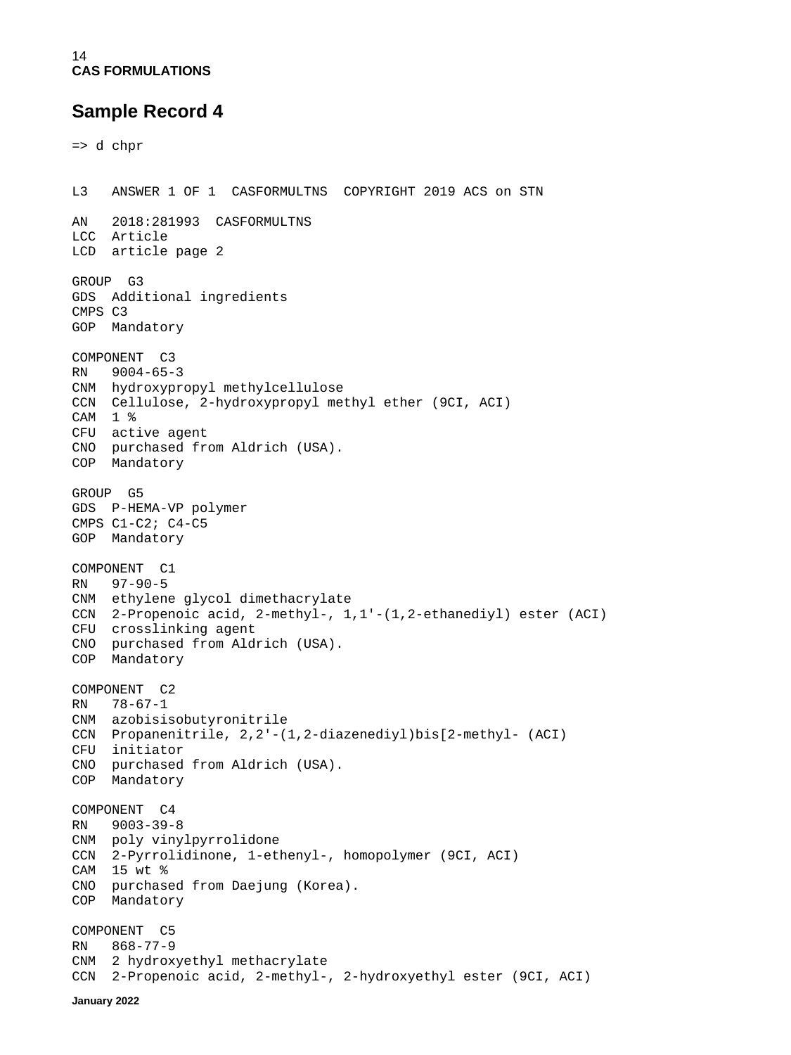## Sample Record 4

```
=> d chpr


L3   ANSWER 1 OF 1  CASFORMULTNS  COPYRIGHT 2019 ACS on STN

AN   2018:281993  CASFORMULTNS
LCC  Article
LCD  article page 2

GROUP  G3
GDS  Additional ingredients
CMPS C3
GOP  Mandatory

COMPONENT  C3
RN   9004-65-3
CNM  hydroxypropyl methylcellulose
CCN  Cellulose, 2-hydroxypropyl methyl ether (9CI, ACI)
CAM  1 %
CFU  active agent
CNO  purchased from Aldrich (USA).
COP  Mandatory

GROUP  G5
GDS  P-HEMA-VP polymer
CMPS C1-C2; C4-C5
GOP  Mandatory

COMPONENT  C1
RN   97-90-5
CNM  ethylene glycol dimethacrylate
CCN  2-Propenoic acid, 2-methyl-, 1,1'-(1,2-ethanediyl) ester (ACI)
CFU  crosslinking agent
CNO  purchased from Aldrich (USA).
COP  Mandatory

COMPONENT  C2
RN   78-67-1
CNM  azobisisobutyronitrile
CCN  Propanenitrile, 2,2'-(1,2-diazenediyl)bis[2-methyl- (ACI)
CFU  initiator
CNO  purchased from Aldrich (USA).
COP  Mandatory

COMPONENT  C4
RN   9003-39-8
CNM  poly vinylpyrrolidone
CCN  2-Pyrrolidinone, 1-ethenyl-, homopolymer (9CI, ACI)
CAM  15 wt %
CNO  purchased from Daejung (Korea).
COP  Mandatory

COMPONENT  C5
RN   868-77-9
CNM  2 hydroxyethyl methacrylate
CCN  2-Propenoic acid, 2-methyl-, 2-hydroxyethyl ester (9CI, ACI)
```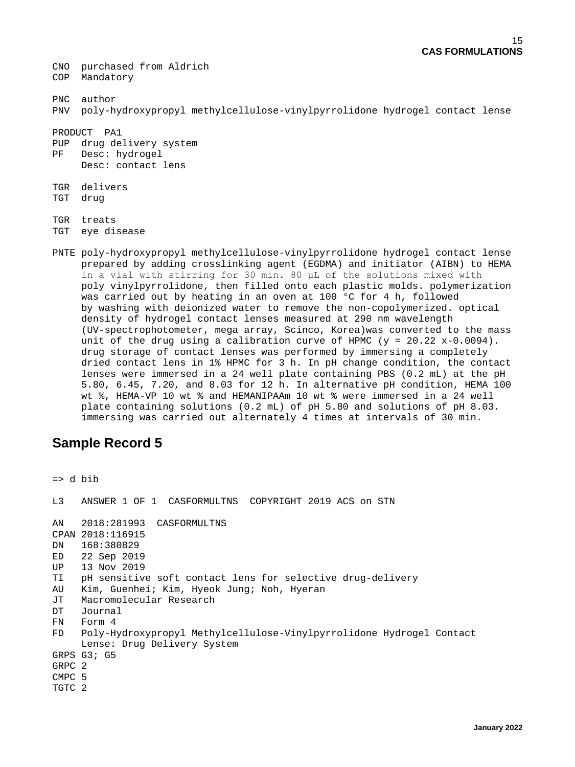```
CNO  purchased from Aldrich
COP  Mandatory

PNC  author
PNV  poly-hydroxypropyl methylcellulose-vinylpyrrolidone hydrogel contact lense

PRODUCT  PA1
PUP  drug delivery system
PF   Desc: hydrogel
     Desc: contact lens

TGR  delivers
TGT  drug

TGR  treats
TGT  eye disease

PNTE poly-hydroxypropyl methylcellulose-vinylpyrrolidone hydrogel contact lense
     prepared by adding crosslinking agent (EGDMA) and initiator (AIBN) to HEMA
     in a vial with stirring for 30 min. 80 µL of the solutions mixed with
     poly vinylpyrrolidone, then filled onto each plastic molds. polymerization
     was carried out by heating in an oven at 100 °C for 4 h, followed
     by washing with deionized water to remove the non-copolymerized. optical
     density of hydrogel contact lenses measured at 290 nm wavelength
     (UV-spectrophotometer, mega array, Scinco, Korea)was converted to the mass
     unit of the drug using a calibration curve of HPMC (y = 20.22 x-0.0094).
     drug storage of contact lenses was performed by immersing a completely
     dried contact lens in 1% HPMC for 3 h. In pH change condition, the contact
     lenses were immersed in a 24 well plate containing PBS (0.2 mL) at the pH
     5.80, 6.45, 7.20, and 8.03 for 12 h. In alternative pH condition, HEMA 100
     wt %, HEMA-VP 10 wt % and HEMANIPAAm 10 wt % were immersed in a 24 well
     plate containing solutions (0.2 mL) of pH 5.80 and solutions of pH 8.03.
     immersing was carried out alternately 4 times at intervals of 30 min.
```

## Sample Record 5

```
=> d bib

L3   ANSWER 1 OF 1  CASFORMULTNS  COPYRIGHT 2019 ACS on STN

AN   2018:281993  CASFORMULTNS
CPAN 2018:116915
DN   168:380829
ED   22 Sep 2019
UP   13 Nov 2019
TI   pH sensitive soft contact lens for selective drug-delivery
AU   Kim, Guenhei; Kim, Hyeok Jung; Noh, Hyeran
JT   Macromolecular Research
DT   Journal
FN   Form 4
FD   Poly-Hydroxypropyl Methylcellulose-Vinylpyrrolidone Hydrogel Contact
     Lense: Drug Delivery System
GRPS G3; G5
GRPC 2
CMPC 5
TGTC 2
```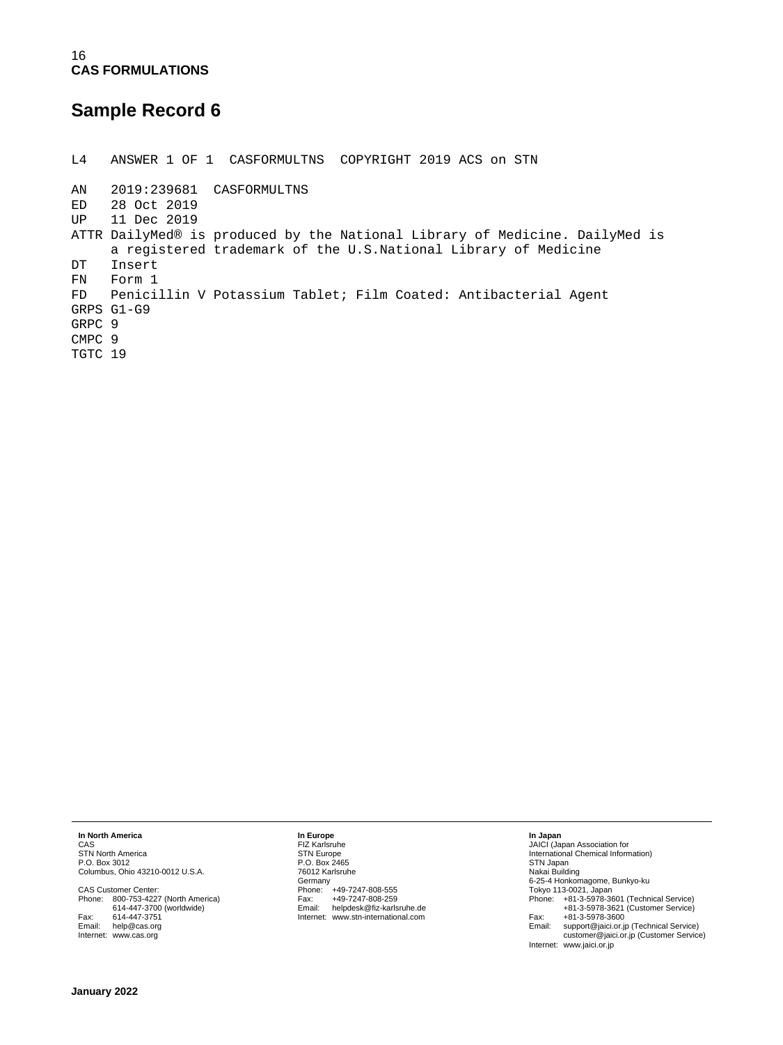## Sample Record 6

```
L4   ANSWER 1 OF 1  CASFORMULTNS  COPYRIGHT 2019 ACS on STN

AN   2019:239681  CASFORMULTNS
ED   28 Oct 2019
UP   11 Dec 2019
ATTR DailyMed® is produced by the National Library of Medicine. DailyMed is
     a registered trademark of the U.S.National Library of Medicine
DT   Insert
FN   Form 1
FD   Penicillin V Potassium Tablet; Film Coated: Antibacterial Agent
GRPS G1-G9
GRPC 9
CMPC 9
TGTC 19
```

**In North America**
CAS
STN North America
P.O. Box 3012
Columbus, Ohio 43210-0012 U.S.A.

CAS Customer Center:
Phone: 800-753-4227 (North America)
614-447-3700 (worldwide)
Fax: 614-447-3751
Email: help@cas.org
Internet: www.cas.org

**In Europe**
FIZ Karlsruhe
STN Europe
P.O. Box 2465
76012 Karlsruhe
Germany
Phone: +49-7247-808-555
Fax: +49-7247-808-259
Email: helpdesk@fiz-karlsruhe.de
Internet: www.stn-international.com

**In Japan**
JAICI (Japan Association for International Chemical Information)
STN Japan
Nakai Building
6-25-4 Honkomagome, Bunkyo-ku
Tokyo 113-0021, Japan
Phone: +81-3-5978-3601 (Technical Service)
+81-3-5978-3621 (Customer Service)
Fax: +81-3-5978-3600
Email: support@jaici.or.jp (Technical Service)
customer@jaici.or.jp (Customer Service)
Internet: www.jaici.or.jp

**January 2022**